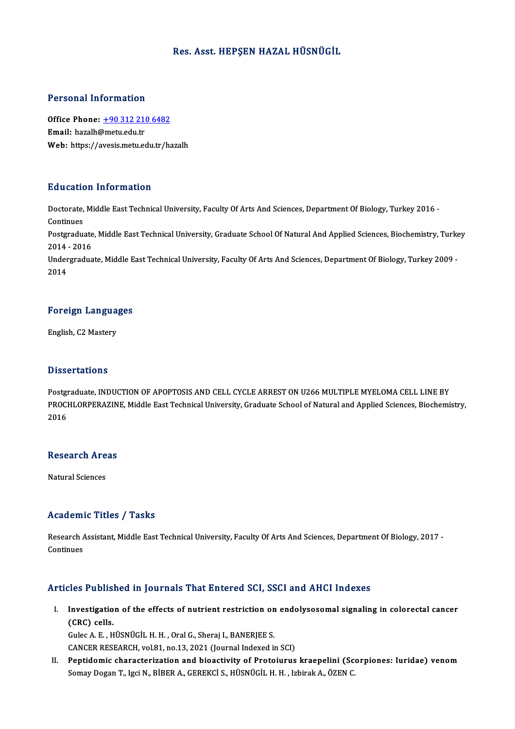# Res. Asst. HEPŞEN HAZAL HÜSNÜGİL

## Personal Information

**Office Phone:** +90 312 210 6482
**Email:** hazalh@metu.edu.tr
**Web:** https://avesis.metu.edu.tr/hazalh

## Education Information

Doctorate, Middle East Technical University, Faculty Of Arts And Sciences, Department Of Biology, Turkey 2016 - Continues
Postgraduate, Middle East Technical University, Graduate School Of Natural And Applied Sciences, Biochemistry, Turkey 2014 - 2016
Undergraduate, Middle East Technical University, Faculty Of Arts And Sciences, Department Of Biology, Turkey 2009 - 2014

## Foreign Languages

English, C2 Mastery

## Dissertations

Postgraduate, INDUCTION OF APOPTOSIS AND CELL CYCLE ARREST ON U266 MULTIPLE MYELOMA CELL LINE BY PROCHLORPERAZINE, Middle East Technical University, Graduate School of Natural and Applied Sciences, Biochemistry, 2016

## Research Areas

Natural Sciences

## Academic Titles / Tasks

Research Assistant, Middle East Technical University, Faculty Of Arts And Sciences, Department Of Biology, 2017 - Continues

## Articles Published in Journals That Entered SCI, SSCI and AHCI Indexes

I. **Investigation of the effects of nutrient restriction on endolysosomal signaling in colorectal cancer (CRC) cells.**
Gulec A. E. , HÜSNÜGİL H. H. , Oral G., Sheraj I., BANERJEE S.
CANCER RESEARCH, vol.81, no.13, 2021 (Journal Indexed in SCI)

II. **Peptidomic characterization and bioactivity of Protoiurus kraepelini (Scorpiones: Iuridae) venom**
Somay Dogan T., Igci N., BİBER A., GEREKCİ S., HÜSNÜGİL H. H. , Izbirak A., ÖZEN C.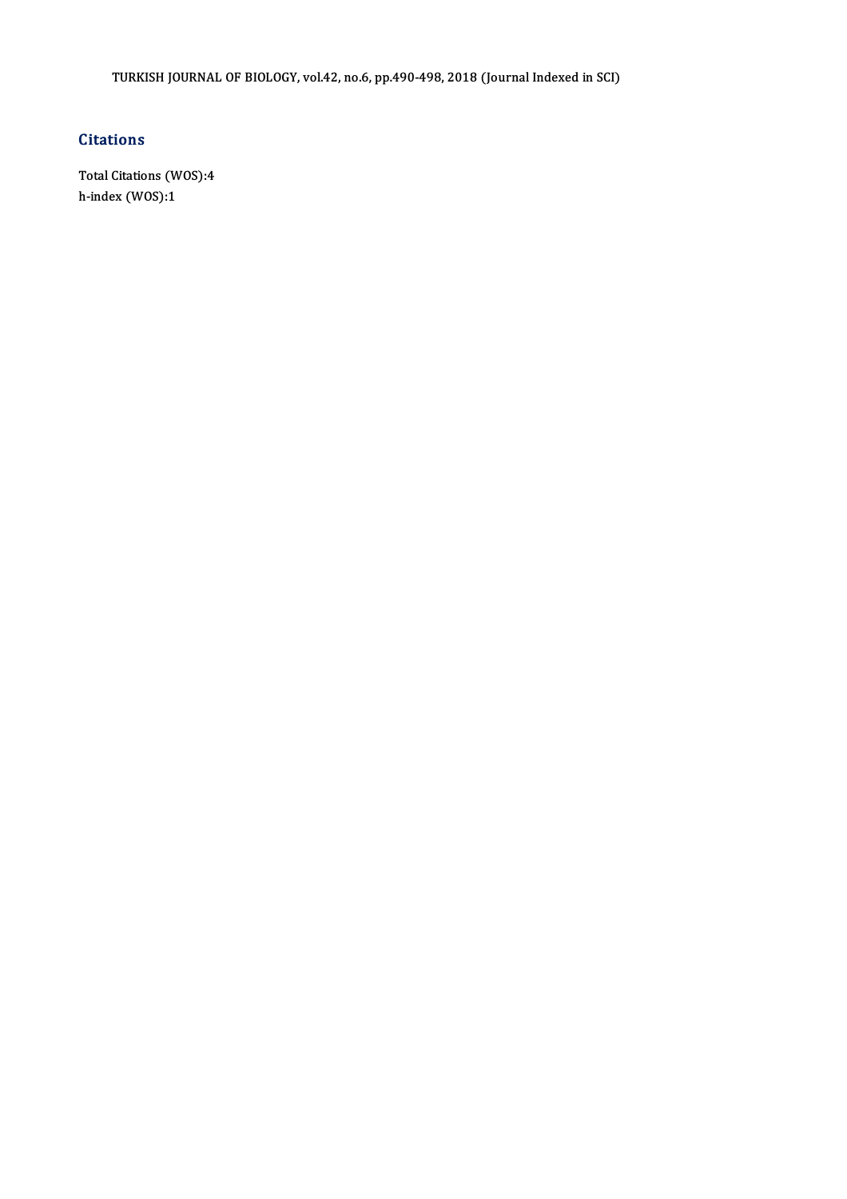TURKISH JOURNAL OF BIOLOGY, vol.42, no.6, pp.490-498, 2018 (Journal Indexed in SCI)

## Citations

Total Citations (WOS):4
h-index (WOS):1